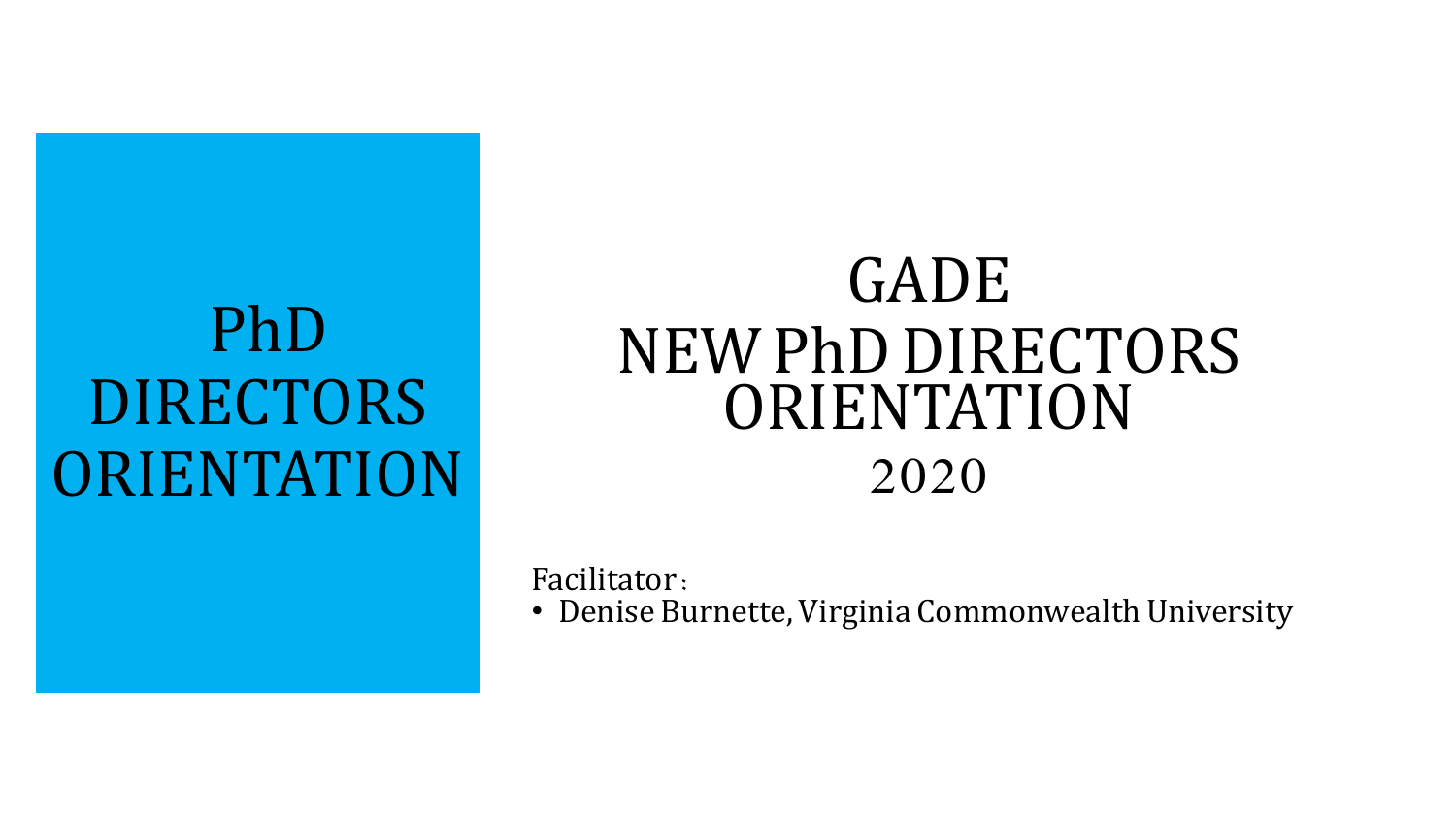PhD DIRECTORS ORIENTATION

# GADE NEW PhD DIRECTORS ORIENTATION 2020

Facilitator：

- Denise Burnette, Virginia Commonwealth University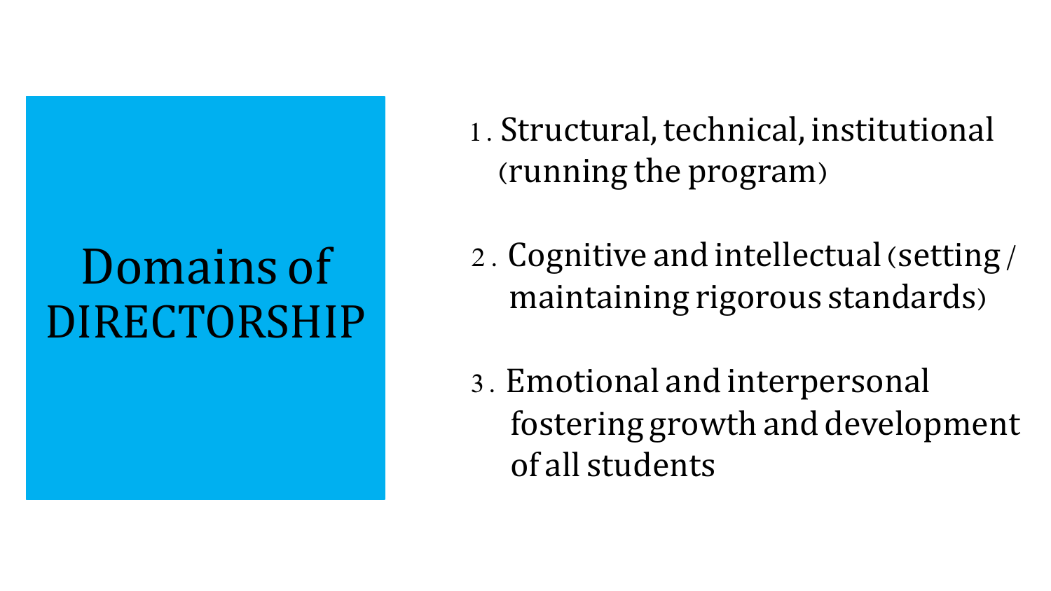# Domains of DIRECTORSHIP

1. Structural, technical, institutional (running the program)

2. Cognitive and intellectual (setting / maintaining rigorous standards)

3. Emotional and interpersonal fostering growth and development of all students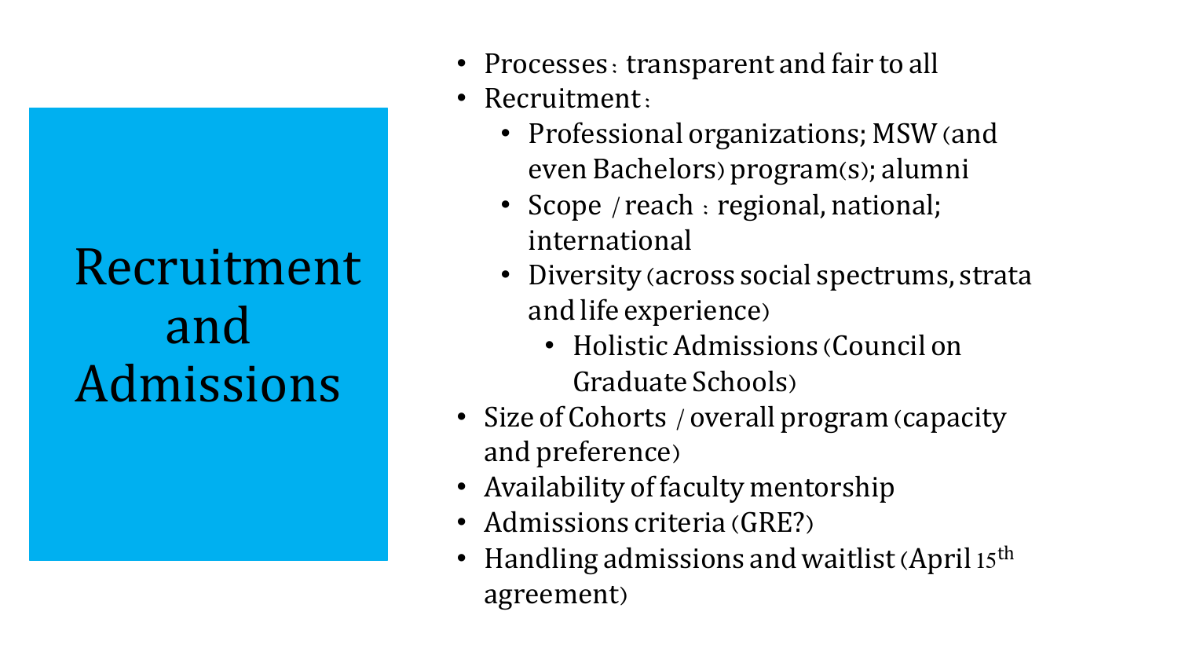# Recruitment and Admissions

- Processes：transparent and fair to all
- Recruitment：
  - Professional organizations; MSW（and even Bachelors）program(s); alumni
  - Scope /reach ：regional, national; international
  - Diversity（across social spectrums, strata and life experience）
    - Holistic Admissions（Council on Graduate Schools）
- Size of Cohorts / overall program（capacity and preference）
- Availability of faculty mentorship
- Admissions criteria（GRE?）
- Handling admissions and waitlist（April 15th agreement）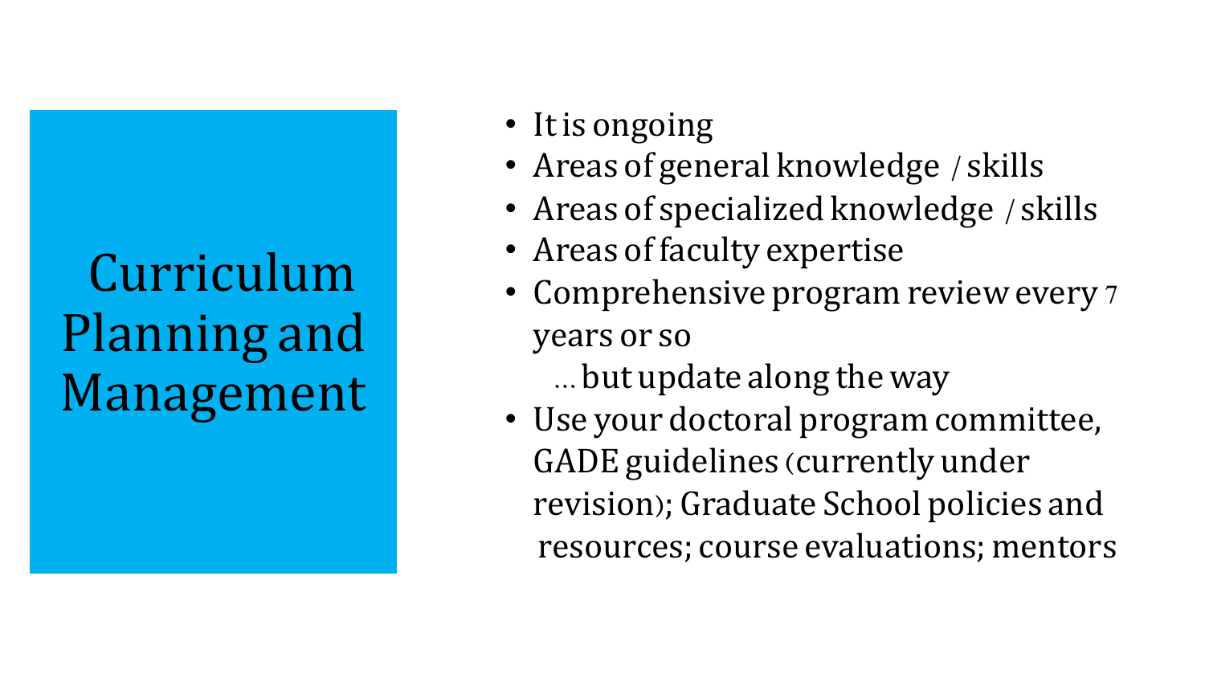# Curriculum Planning and Management

- It is ongoing
- Areas of general knowledge / skills
- Areas of specialized knowledge / skills
- Areas of faculty expertise
- Comprehensive program review every 7 years or so

  … but update along the way
- Use your doctoral program committee, GADE guidelines (currently under revision); Graduate School policies and resources; course evaluations; mentors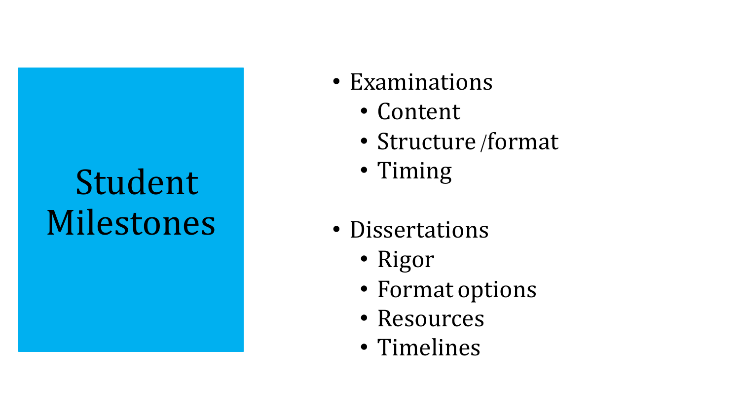# Student Milestones

- Examinations
  - Content
  - Structure /format
  - Timing
- Dissertations
  - Rigor
  - Format options
  - Resources
  - Timelines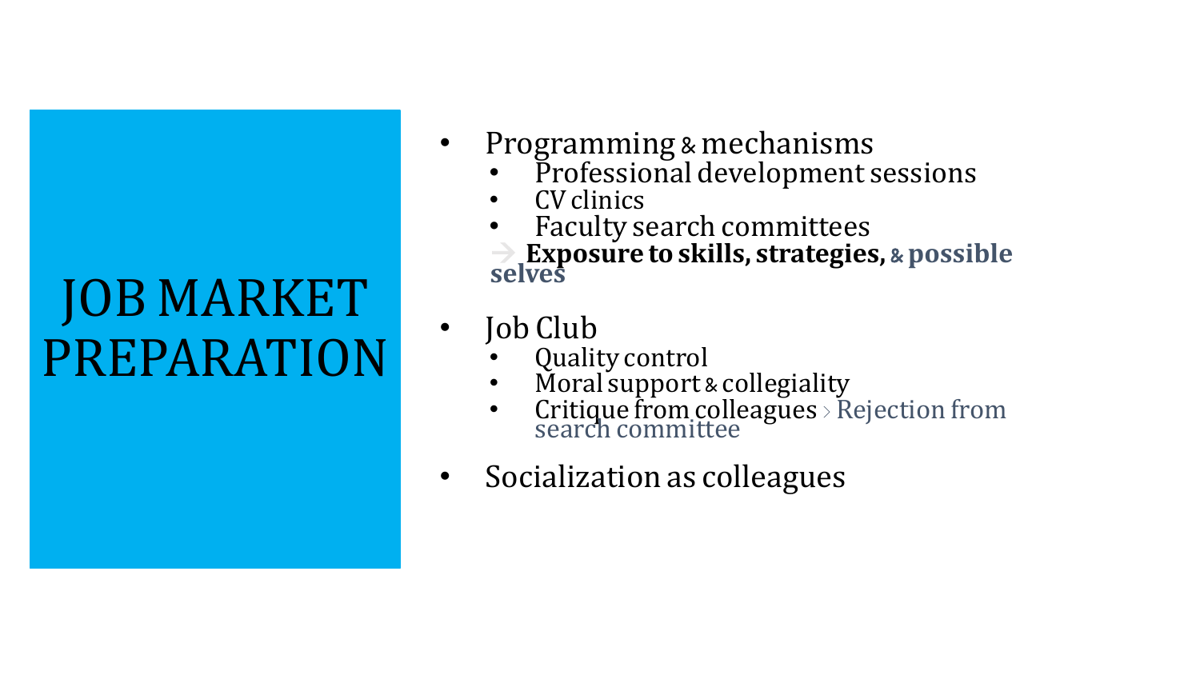# JOB MARKET PREPARATION

- Programming & mechanisms
  - Professional development sessions
  - CV clinics
  - Faculty search committees

  → **Exposure to skills, strategies, & possible selves**

- Job Club
  - Quality control
  - Moral support & collegiality
  - Critique from colleagues > Rejection from search committee

- Socialization as colleagues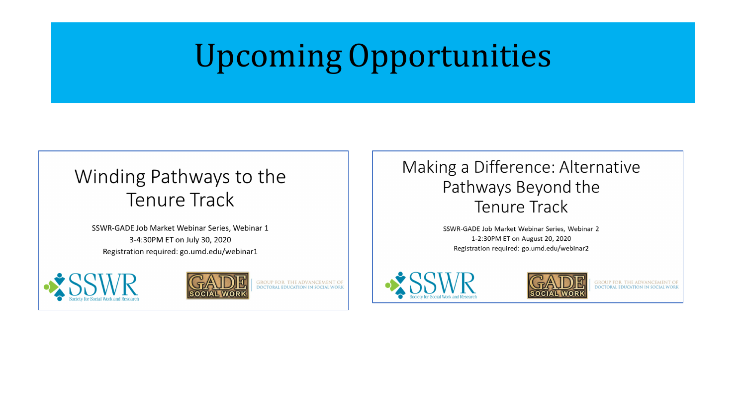# Upcoming Opportunities

## Winding Pathways to the Tenure Track

SSWR-GADE Job Market Webinar Series, Webinar 1

3-4:30PM ET on July 30, 2020

Registration required: go.umd.edu/webinar1

SSWR Society for Social Work and Research

GADE SOCIAL WORK GROUP FOR THE ADVANCEMENT OF DOCTORAL EDUCATION IN SOCIAL WORK

## Making a Difference: Alternative Pathways Beyond the Tenure Track

SSWR-GADE Job Market Webinar Series, Webinar 2

1-2:30PM ET on August 20, 2020

Registration required: go.umd.edu/webinar2

SSWR Society for Social Work and Research

GADE SOCIAL WORK GROUP FOR THE ADVANCEMENT OF DOCTORAL EDUCATION IN SOCIAL WORK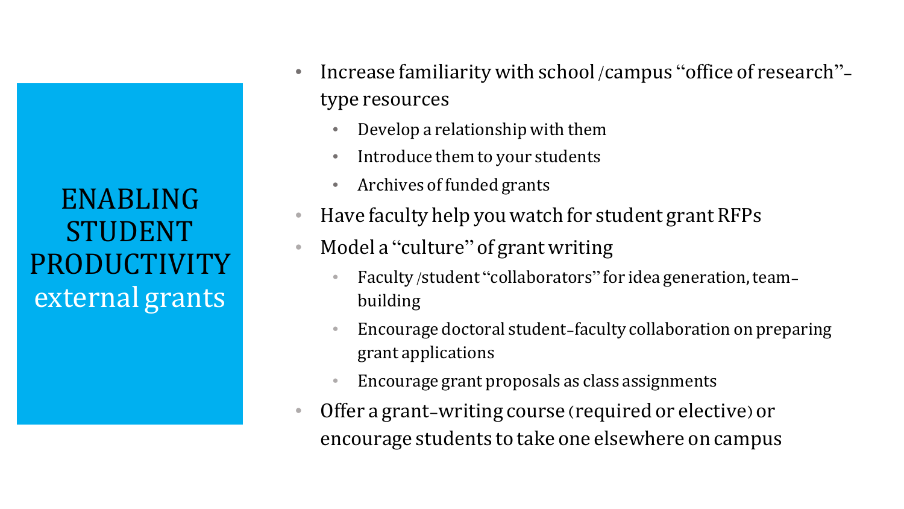# ENABLING STUDENT PRODUCTIVITY
## external grants

- Increase familiarity with school /campus "office of research"-type resources
  - Develop a relationship with them
  - Introduce them to your students
  - Archives of funded grants
- Have faculty help you watch for student grant RFPs
- Model a "culture" of grant writing
  - Faculty /student "collaborators" for idea generation, team-building
  - Encourage doctoral student-faculty collaboration on preparing grant applications
  - Encourage grant proposals as class assignments
- Offer a grant-writing course (required or elective) or encourage students to take one elsewhere on campus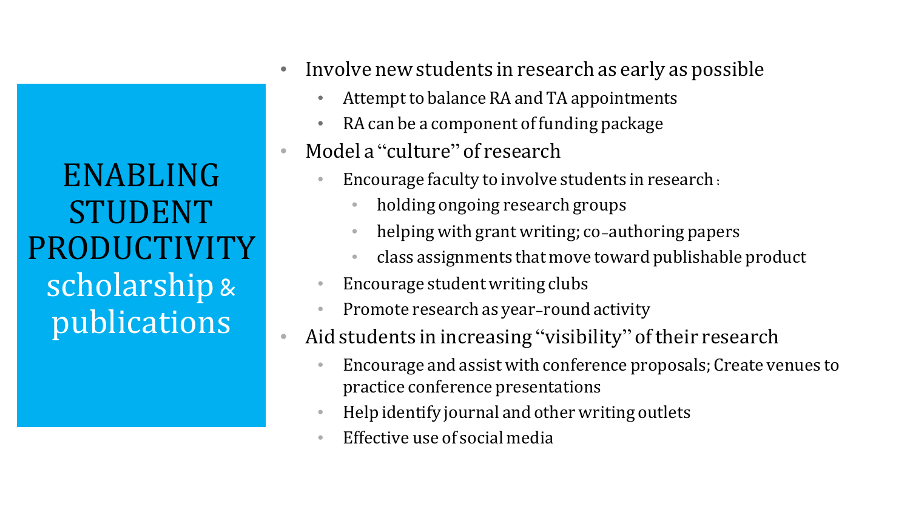# ENABLING STUDENT PRODUCTIVITY scholarship & publications

- Involve new students in research as early as possible
  - Attempt to balance RA and TA appointments
  - RA can be a component of funding package
- Model a "culture" of research
  - Encourage faculty to involve students in research :
    - holding ongoing research groups
    - helping with grant writing; co-authoring papers
    - class assignments that move toward publishable product
  - Encourage student writing clubs
  - Promote research as year-round activity
- Aid students in increasing "visibility" of their research
  - Encourage and assist with conference proposals; Create venues to practice conference presentations
  - Help identify journal and other writing outlets
  - Effective use of social media